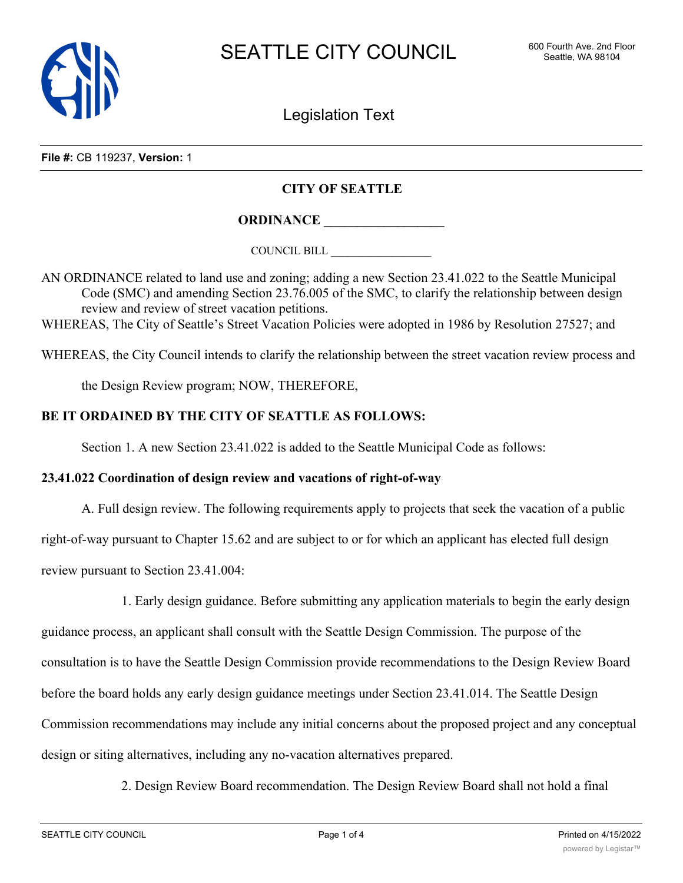# SEATTLE CITY COUNCIL

600 Fourth Ave. 2nd Floor
Seattle, WA 98104

## Legislation Text

**File #:** CB 119237, **Version:** 1

**CITY OF SEATTLE**

**ORDINANCE ________________**

COUNCIL BILL ________________

AN ORDINANCE related to land use and zoning; adding a new Section 23.41.022 to the Seattle Municipal Code (SMC) and amending Section 23.76.005 of the SMC, to clarify the relationship between design review and review of street vacation petitions.

WHEREAS, The City of Seattle's Street Vacation Policies were adopted in 1986 by Resolution 27527; and

WHEREAS, the City Council intends to clarify the relationship between the street vacation review process and the Design Review program; NOW, THEREFORE,

**BE IT ORDAINED BY THE CITY OF SEATTLE AS FOLLOWS:**

Section 1. A new Section 23.41.022 is added to the Seattle Municipal Code as follows:

**23.41.022 Coordination of design review and vacations of right-of-way**

A. Full design review. The following requirements apply to projects that seek the vacation of a public right-of-way pursuant to Chapter 15.62 and are subject to or for which an applicant has elected full design review pursuant to Section 23.41.004:

1. Early design guidance. Before submitting any application materials to begin the early design guidance process, an applicant shall consult with the Seattle Design Commission. The purpose of the consultation is to have the Seattle Design Commission provide recommendations to the Design Review Board before the board holds any early design guidance meetings under Section 23.41.014. The Seattle Design Commission recommendations may include any initial concerns about the proposed project and any conceptual design or siting alternatives, including any no-vacation alternatives prepared.

2. Design Review Board recommendation. The Design Review Board shall not hold a final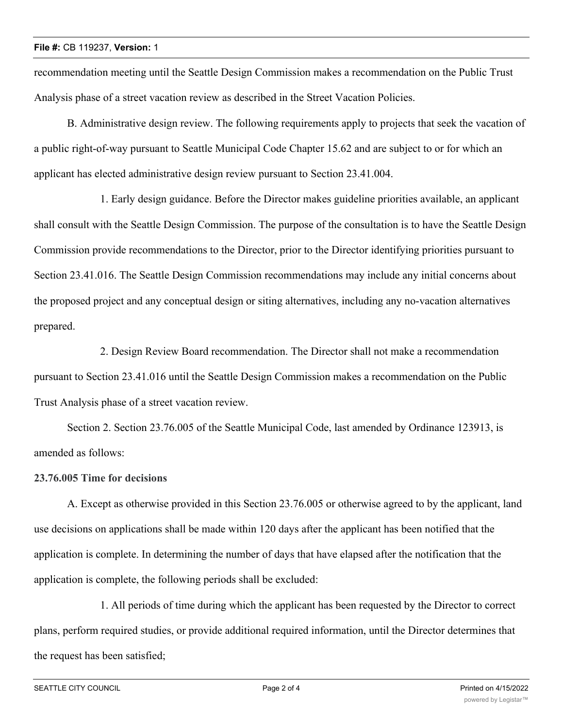recommendation meeting until the Seattle Design Commission makes a recommendation on the Public Trust Analysis phase of a street vacation review as described in the Street Vacation Policies.

B. Administrative design review. The following requirements apply to projects that seek the vacation of a public right-of-way pursuant to Seattle Municipal Code Chapter 15.62 and are subject to or for which an applicant has elected administrative design review pursuant to Section 23.41.004.

1. Early design guidance. Before the Director makes guideline priorities available, an applicant shall consult with the Seattle Design Commission. The purpose of the consultation is to have the Seattle Design Commission provide recommendations to the Director, prior to the Director identifying priorities pursuant to Section 23.41.016. The Seattle Design Commission recommendations may include any initial concerns about the proposed project and any conceptual design or siting alternatives, including any no-vacation alternatives prepared.

2. Design Review Board recommendation. The Director shall not make a recommendation pursuant to Section 23.41.016 until the Seattle Design Commission makes a recommendation on the Public Trust Analysis phase of a street vacation review.

Section 2. Section 23.76.005 of the Seattle Municipal Code, last amended by Ordinance 123913, is amended as follows:

**23.76.005 Time for decisions**

A. Except as otherwise provided in this Section 23.76.005 or otherwise agreed to by the applicant, land use decisions on applications shall be made within 120 days after the applicant has been notified that the application is complete. In determining the number of days that have elapsed after the notification that the application is complete, the following periods shall be excluded:

1. All periods of time during which the applicant has been requested by the Director to correct plans, perform required studies, or provide additional required information, until the Director determines that the request has been satisfied;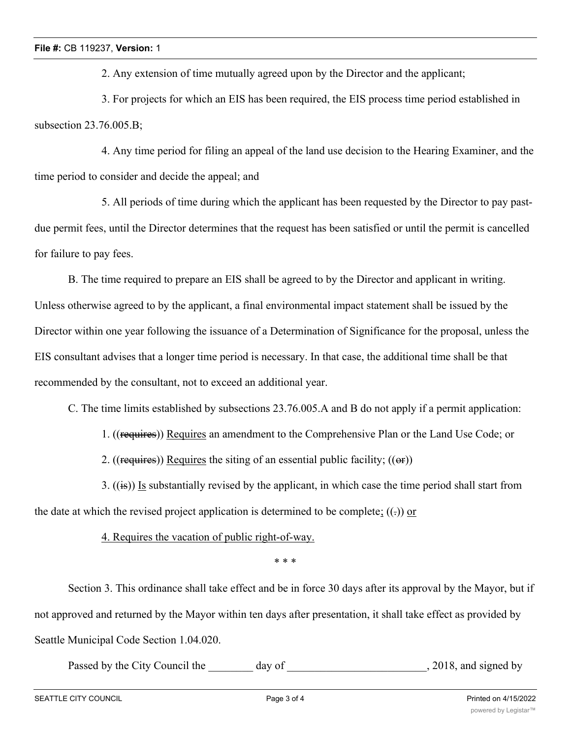2. Any extension of time mutually agreed upon by the Director and the applicant;

3. For projects for which an EIS has been required, the EIS process time period established in subsection 23.76.005.B;

4. Any time period for filing an appeal of the land use decision to the Hearing Examiner, and the time period to consider and decide the appeal; and

5. All periods of time during which the applicant has been requested by the Director to pay past-due permit fees, until the Director determines that the request has been satisfied or until the permit is cancelled for failure to pay fees.

B. The time required to prepare an EIS shall be agreed to by the Director and applicant in writing. Unless otherwise agreed to by the applicant, a final environmental impact statement shall be issued by the Director within one year following the issuance of a Determination of Significance for the proposal, unless the EIS consultant advises that a longer time period is necessary. In that case, the additional time shall be that recommended by the consultant, not to exceed an additional year.

C. The time limits established by subsections 23.76.005.A and B do not apply if a permit application:

1. ((~~requires~~)) <u>Requires</u> an amendment to the Comprehensive Plan or the Land Use Code; or

2. ((~~requires~~)) <u>Requires</u> the siting of an essential public facility; ((~~or~~))

3. ((~~is~~)) <u>Is</u> substantially revised by the applicant, in which case the time period shall start from the date at which the revised project application is determined to be complete<u>;</u> ((~~.~~)) <u>or</u>

<u>4. Requires the vacation of public right-of-way.</u>

\* \* \*

Section 3. This ordinance shall take effect and be in force 30 days after its approval by the Mayor, but if not approved and returned by the Mayor within ten days after presentation, it shall take effect as provided by Seattle Municipal Code Section 1.04.020.

Passed by the City Council the ________ day of _________________________, 2018, and signed by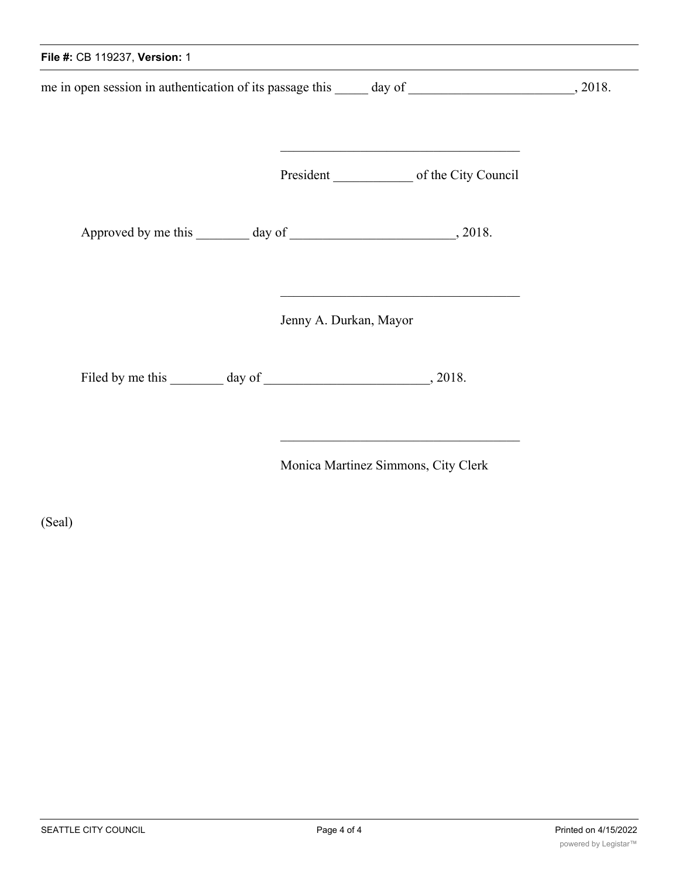me in open session in authentication of its passage this _____ day of _________________________, 2018.

____________________________________

President ____________ of the City Council

Approved by me this ________ day of _________________________, 2018.

____________________________________

Jenny A. Durkan, Mayor

Filed by me this ________ day of _________________________, 2018.

____________________________________

Monica Martinez Simmons, City Clerk

(Seal)